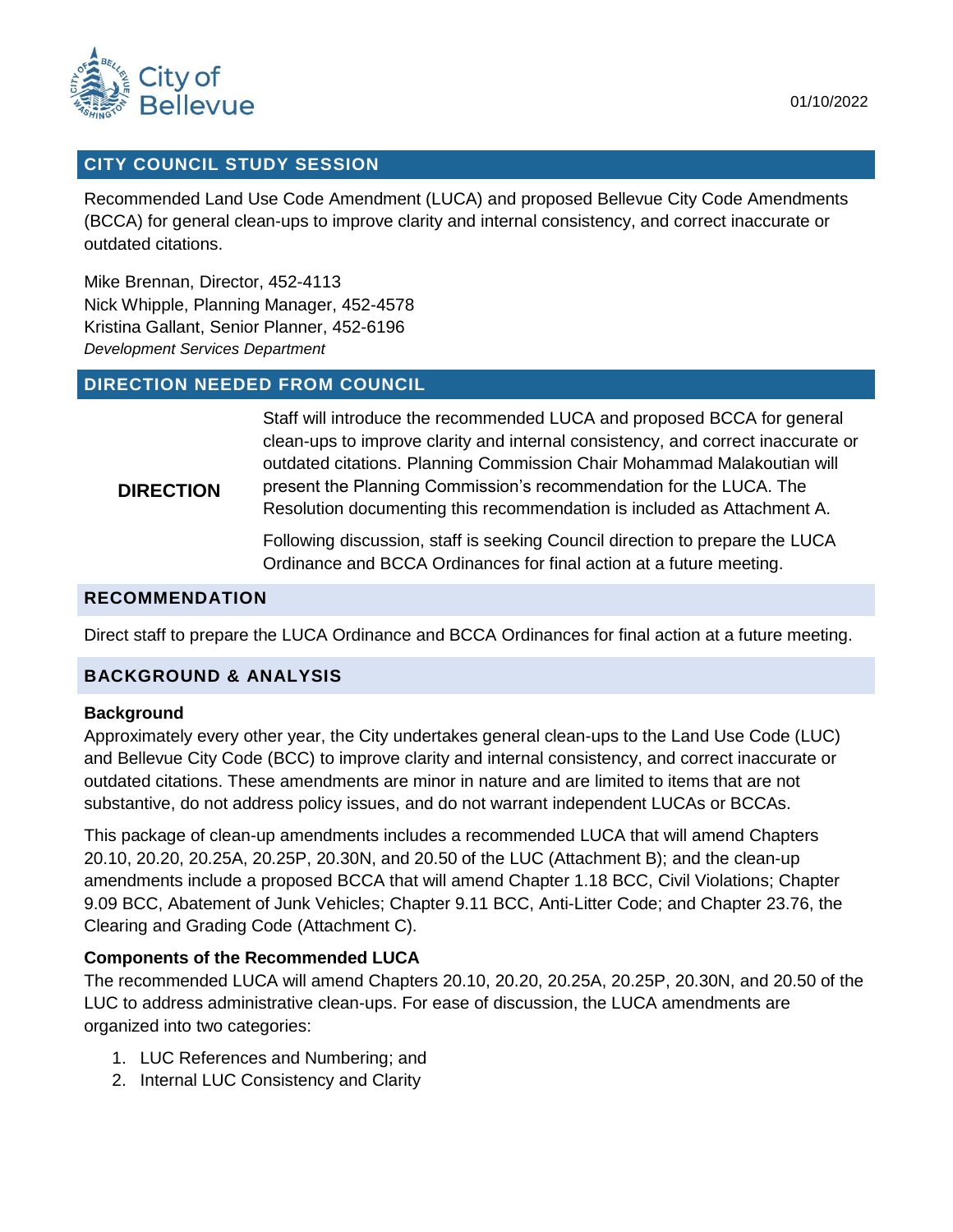City of Bellevue

01/10/2022

## CITY COUNCIL STUDY SESSION

Recommended Land Use Code Amendment (LUCA) and proposed Bellevue City Code Amendments (BCCA) for general clean-ups to improve clarity and internal consistency, and correct inaccurate or outdated citations.

Mike Brennan, Director, 452-4113
Nick Whipple, Planning Manager, 452-4578
Kristina Gallant, Senior Planner, 452-6196
*Development Services Department*

## DIRECTION NEEDED FROM COUNCIL

**DIRECTION**

Staff will introduce the recommended LUCA and proposed BCCA for general clean-ups to improve clarity and internal consistency, and correct inaccurate or outdated citations. Planning Commission Chair Mohammad Malakoutian will present the Planning Commission's recommendation for the LUCA. The Resolution documenting this recommendation is included as Attachment A.

Following discussion, staff is seeking Council direction to prepare the LUCA Ordinance and BCCA Ordinances for final action at a future meeting.

## RECOMMENDATION

Direct staff to prepare the LUCA Ordinance and BCCA Ordinances for final action at a future meeting.

## BACKGROUND & ANALYSIS

### Background

Approximately every other year, the City undertakes general clean-ups to the Land Use Code (LUC) and Bellevue City Code (BCC) to improve clarity and internal consistency, and correct inaccurate or outdated citations. These amendments are minor in nature and are limited to items that are not substantive, do not address policy issues, and do not warrant independent LUCAs or BCCAs.

This package of clean-up amendments includes a recommended LUCA that will amend Chapters 20.10, 20.20, 20.25A, 20.25P, 20.30N, and 20.50 of the LUC (Attachment B); and the clean-up amendments include a proposed BCCA that will amend Chapter 1.18 BCC, Civil Violations; Chapter 9.09 BCC, Abatement of Junk Vehicles; Chapter 9.11 BCC, Anti-Litter Code; and Chapter 23.76, the Clearing and Grading Code (Attachment C).

### Components of the Recommended LUCA

The recommended LUCA will amend Chapters 20.10, 20.20, 20.25A, 20.25P, 20.30N, and 20.50 of the LUC to address administrative clean-ups. For ease of discussion, the LUCA amendments are organized into two categories:

1. LUC References and Numbering; and
2. Internal LUC Consistency and Clarity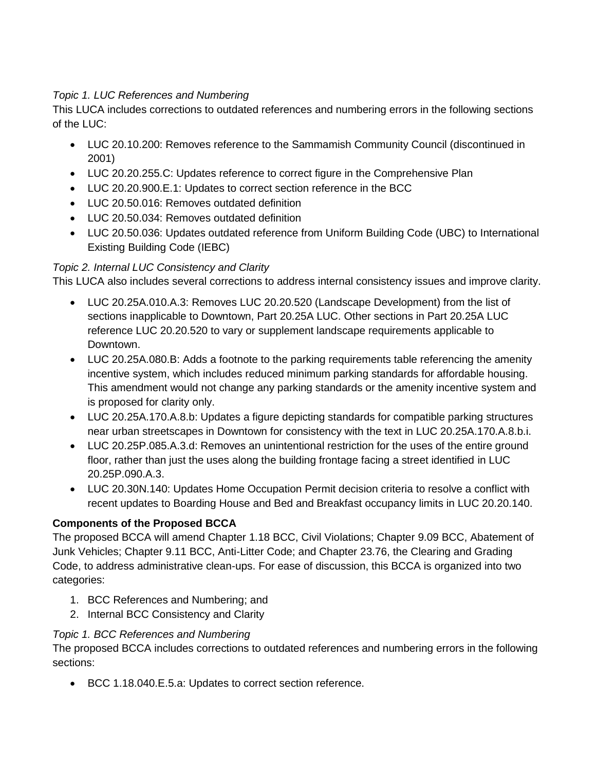*Topic 1. LUC References and Numbering*

This LUCA includes corrections to outdated references and numbering errors in the following sections of the LUC:

- LUC 20.10.200: Removes reference to the Sammamish Community Council (discontinued in 2001)
- LUC 20.20.255.C: Updates reference to correct figure in the Comprehensive Plan
- LUC 20.20.900.E.1: Updates to correct section reference in the BCC
- LUC 20.50.016: Removes outdated definition
- LUC 20.50.034: Removes outdated definition
- LUC 20.50.036: Updates outdated reference from Uniform Building Code (UBC) to International Existing Building Code (IEBC)

*Topic 2. Internal LUC Consistency and Clarity*

This LUCA also includes several corrections to address internal consistency issues and improve clarity.

- LUC 20.25A.010.A.3: Removes LUC 20.20.520 (Landscape Development) from the list of sections inapplicable to Downtown, Part 20.25A LUC. Other sections in Part 20.25A LUC reference LUC 20.20.520 to vary or supplement landscape requirements applicable to Downtown.
- LUC 20.25A.080.B: Adds a footnote to the parking requirements table referencing the amenity incentive system, which includes reduced minimum parking standards for affordable housing. This amendment would not change any parking standards or the amenity incentive system and is proposed for clarity only.
- LUC 20.25A.170.A.8.b: Updates a figure depicting standards for compatible parking structures near urban streetscapes in Downtown for consistency with the text in LUC 20.25A.170.A.8.b.i.
- LUC 20.25P.085.A.3.d: Removes an unintentional restriction for the uses of the entire ground floor, rather than just the uses along the building frontage facing a street identified in LUC 20.25P.090.A.3.
- LUC 20.30N.140: Updates Home Occupation Permit decision criteria to resolve a conflict with recent updates to Boarding House and Bed and Breakfast occupancy limits in LUC 20.20.140.

**Components of the Proposed BCCA**

The proposed BCCA will amend Chapter 1.18 BCC, Civil Violations; Chapter 9.09 BCC, Abatement of Junk Vehicles; Chapter 9.11 BCC, Anti-Litter Code; and Chapter 23.76, the Clearing and Grading Code, to address administrative clean-ups. For ease of discussion, this BCCA is organized into two categories:

1. BCC References and Numbering; and
2. Internal BCC Consistency and Clarity

*Topic 1. BCC References and Numbering*

The proposed BCCA includes corrections to outdated references and numbering errors in the following sections:

- BCC 1.18.040.E.5.a: Updates to correct section reference.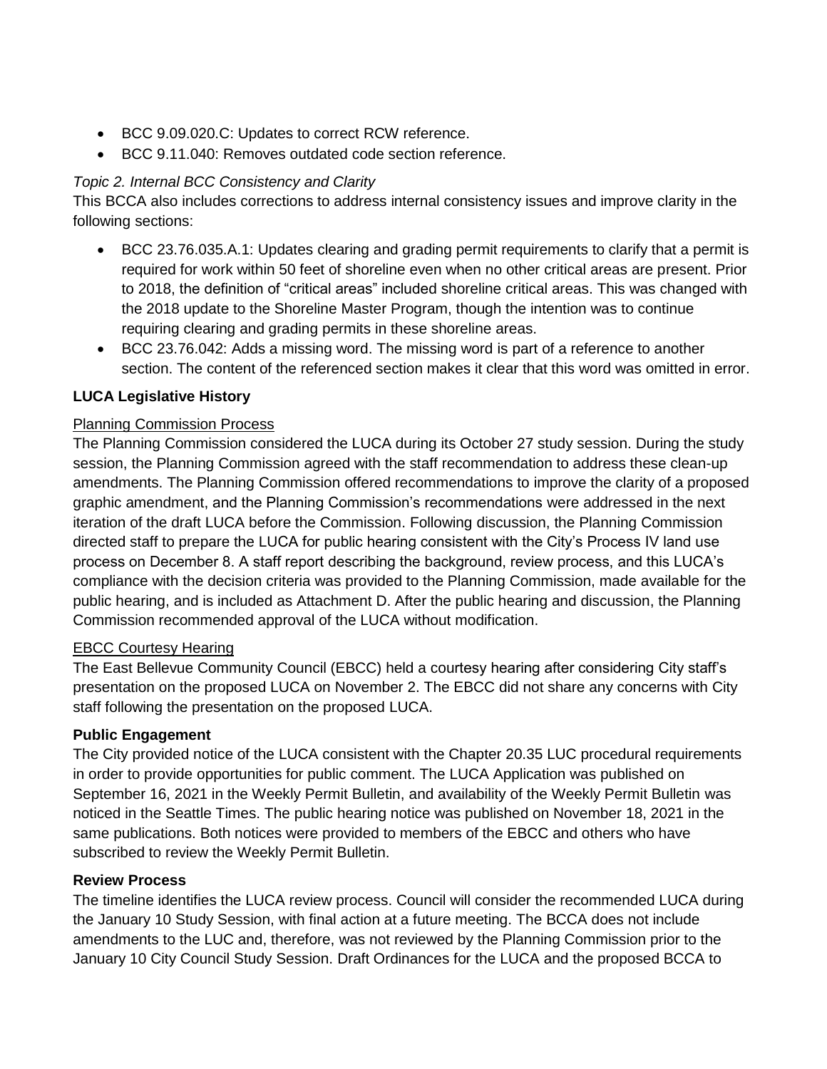- BCC 9.09.020.C: Updates to correct RCW reference.
- BCC 9.11.040: Removes outdated code section reference.

*Topic 2. Internal BCC Consistency and Clarity*

This BCCA also includes corrections to address internal consistency issues and improve clarity in the following sections:

- BCC 23.76.035.A.1: Updates clearing and grading permit requirements to clarify that a permit is required for work within 50 feet of shoreline even when no other critical areas are present. Prior to 2018, the definition of "critical areas" included shoreline critical areas. This was changed with the 2018 update to the Shoreline Master Program, though the intention was to continue requiring clearing and grading permits in these shoreline areas.
- BCC 23.76.042: Adds a missing word. The missing word is part of a reference to another section. The content of the referenced section makes it clear that this word was omitted in error.

**LUCA Legislative History**

Planning Commission Process

The Planning Commission considered the LUCA during its October 27 study session. During the study session, the Planning Commission agreed with the staff recommendation to address these clean-up amendments. The Planning Commission offered recommendations to improve the clarity of a proposed graphic amendment, and the Planning Commission's recommendations were addressed in the next iteration of the draft LUCA before the Commission. Following discussion, the Planning Commission directed staff to prepare the LUCA for public hearing consistent with the City's Process IV land use process on December 8. A staff report describing the background, review process, and this LUCA's compliance with the decision criteria was provided to the Planning Commission, made available for the public hearing, and is included as Attachment D. After the public hearing and discussion, the Planning Commission recommended approval of the LUCA without modification.

EBCC Courtesy Hearing

The East Bellevue Community Council (EBCC) held a courtesy hearing after considering City staff's presentation on the proposed LUCA on November 2. The EBCC did not share any concerns with City staff following the presentation on the proposed LUCA.

**Public Engagement**

The City provided notice of the LUCA consistent with the Chapter 20.35 LUC procedural requirements in order to provide opportunities for public comment. The LUCA Application was published on September 16, 2021 in the Weekly Permit Bulletin, and availability of the Weekly Permit Bulletin was noticed in the Seattle Times. The public hearing notice was published on November 18, 2021 in the same publications. Both notices were provided to members of the EBCC and others who have subscribed to review the Weekly Permit Bulletin.

**Review Process**

The timeline identifies the LUCA review process. Council will consider the recommended LUCA during the January 10 Study Session, with final action at a future meeting. The BCCA does not include amendments to the LUC and, therefore, was not reviewed by the Planning Commission prior to the January 10 City Council Study Session. Draft Ordinances for the LUCA and the proposed BCCA to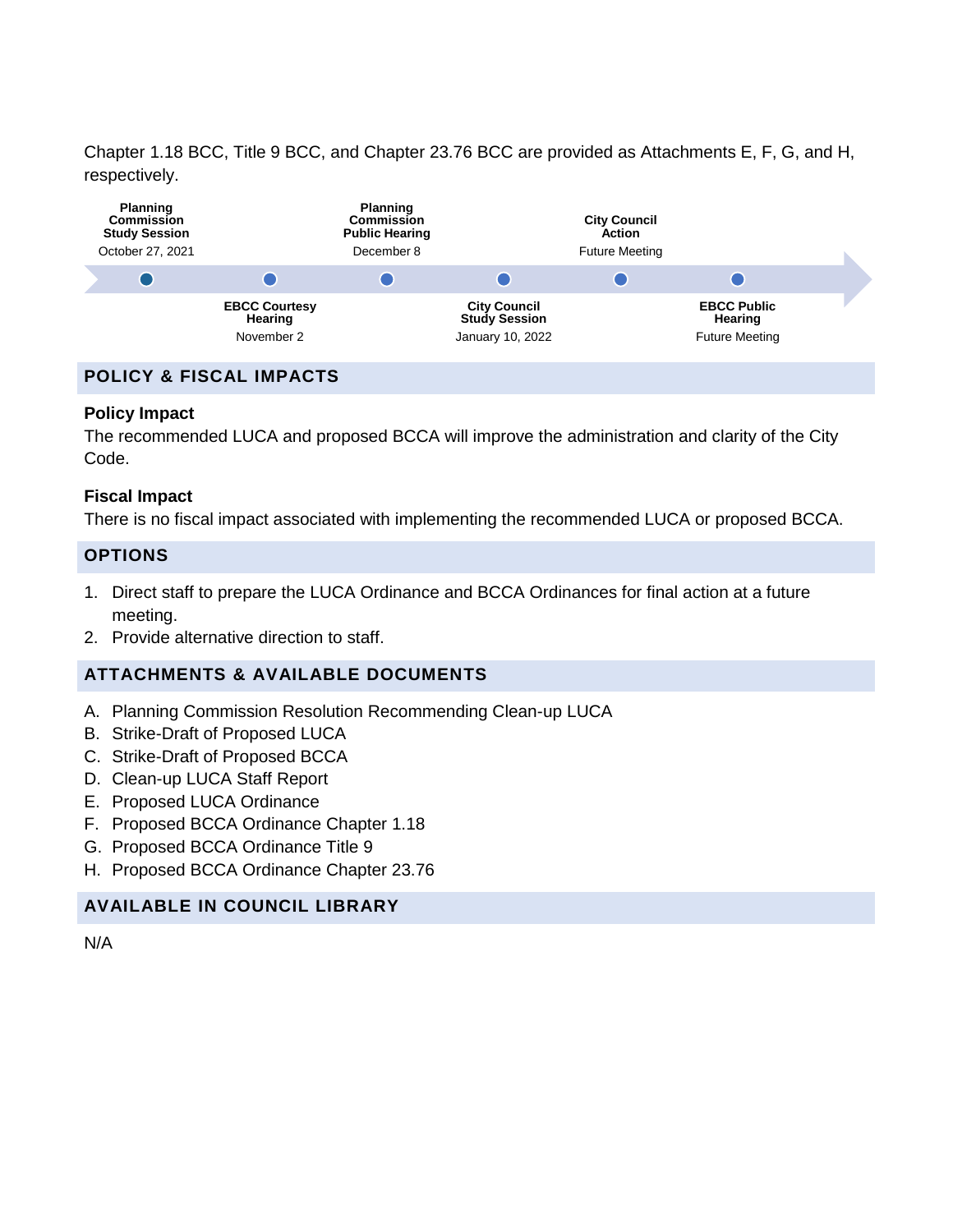Chapter 1.18 BCC, Title 9 BCC, and Chapter 23.76 BCC are provided as Attachments E, F, G, and H, respectively.

**Planning Commission Study Session**
October 27, 2021

**EBCC Courtesy Hearing**
November 2

**Planning Commission Public Hearing**
December 8

**City Council Study Session**
January 10, 2022

**City Council Action**
Future Meeting

**EBCC Public Hearing**
Future Meeting

## POLICY & FISCAL IMPACTS

**Policy Impact**

The recommended LUCA and proposed BCCA will improve the administration and clarity of the City Code.

**Fiscal Impact**

There is no fiscal impact associated with implementing the recommended LUCA or proposed BCCA.

## OPTIONS

1. Direct staff to prepare the LUCA Ordinance and BCCA Ordinances for final action at a future meeting.
2. Provide alternative direction to staff.

## ATTACHMENTS & AVAILABLE DOCUMENTS

A. Planning Commission Resolution Recommending Clean-up LUCA
B. Strike-Draft of Proposed LUCA
C. Strike-Draft of Proposed BCCA
D. Clean-up LUCA Staff Report
E. Proposed LUCA Ordinance
F. Proposed BCCA Ordinance Chapter 1.18
G. Proposed BCCA Ordinance Title 9
H. Proposed BCCA Ordinance Chapter 23.76

## AVAILABLE IN COUNCIL LIBRARY

N/A